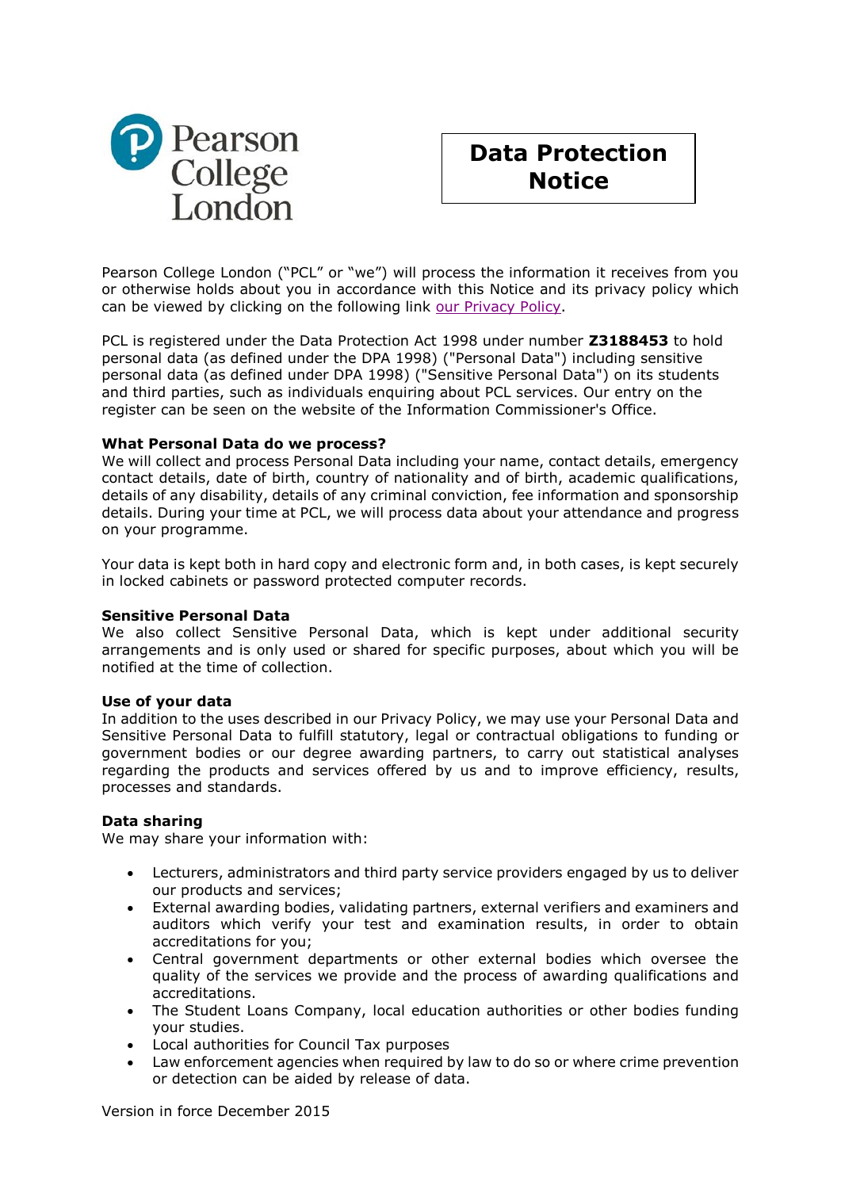Pearson College London

# Data Protection Notice

Pearson College London ("PCL" or "we") will process the information it receives from you or otherwise holds about you in accordance with this Notice and its privacy policy which can be viewed by clicking on the following link our Privacy Policy.

PCL is registered under the Data Protection Act 1998 under number **Z3188453** to hold personal data (as defined under the DPA 1998) ("Personal Data") including sensitive personal data (as defined under DPA 1998) ("Sensitive Personal Data") on its students and third parties, such as individuals enquiring about PCL services. Our entry on the register can be seen on the website of the Information Commissioner's Office.

**What Personal Data do we process?**
We will collect and process Personal Data including your name, contact details, emergency contact details, date of birth, country of nationality and of birth, academic qualifications, details of any disability, details of any criminal conviction, fee information and sponsorship details. During your time at PCL, we will process data about your attendance and progress on your programme.

Your data is kept both in hard copy and electronic form and, in both cases, is kept securely in locked cabinets or password protected computer records.

**Sensitive Personal Data**
We also collect Sensitive Personal Data, which is kept under additional security arrangements and is only used or shared for specific purposes, about which you will be notified at the time of collection.

**Use of your data**
In addition to the uses described in our Privacy Policy, we may use your Personal Data and Sensitive Personal Data to fulfill statutory, legal or contractual obligations to funding or government bodies or our degree awarding partners, to carry out statistical analyses regarding the products and services offered by us and to improve efficiency, results, processes and standards.

**Data sharing**
We may share your information with:

- Lecturers, administrators and third party service providers engaged by us to deliver our products and services;
- External awarding bodies, validating partners, external verifiers and examiners and auditors which verify your test and examination results, in order to obtain accreditations for you;
- Central government departments or other external bodies which oversee the quality of the services we provide and the process of awarding qualifications and accreditations.
- The Student Loans Company, local education authorities or other bodies funding your studies.
- Local authorities for Council Tax purposes
- Law enforcement agencies when required by law to do so or where crime prevention or detection can be aided by release of data.

Version in force December 2015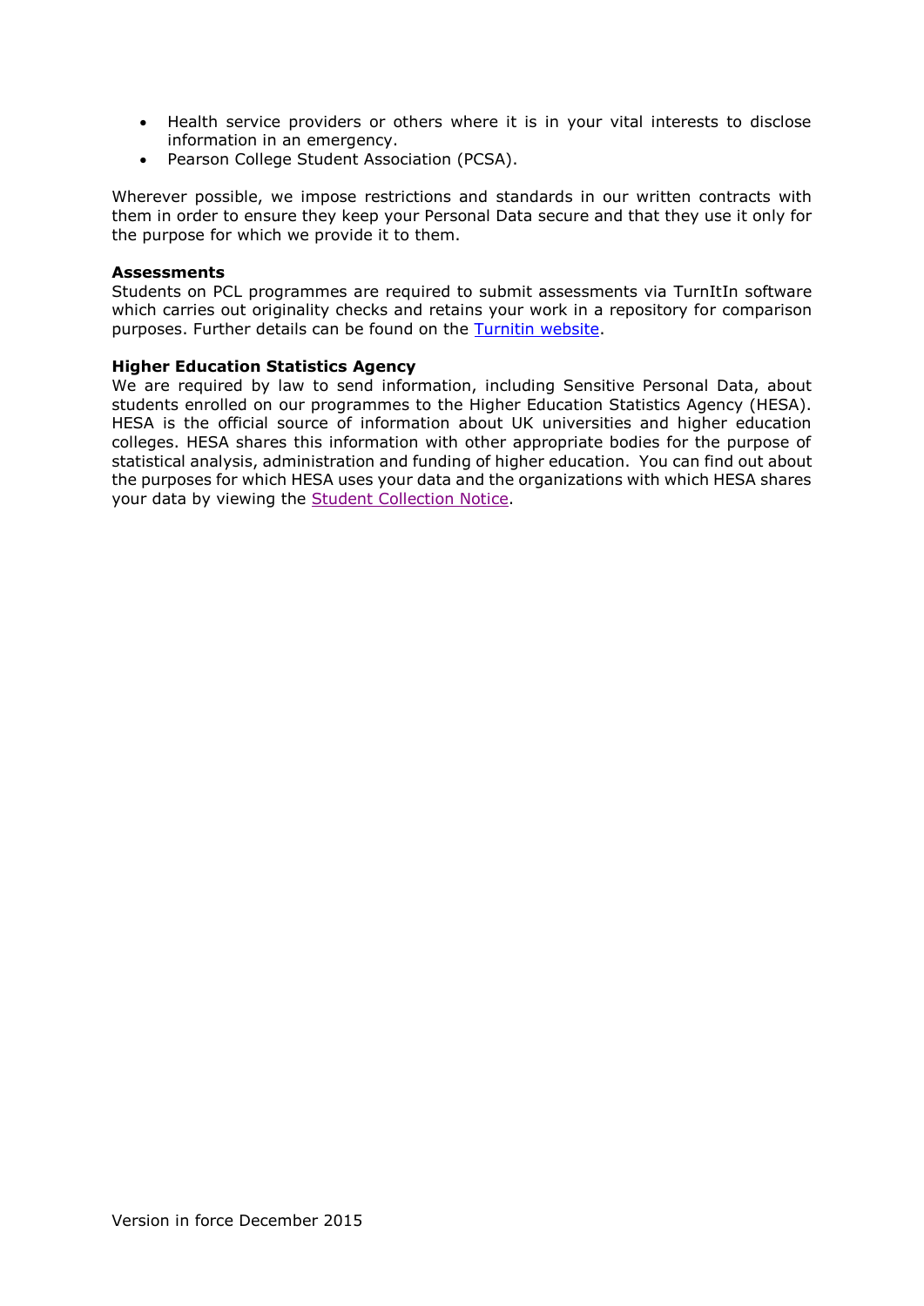- Health service providers or others where it is in your vital interests to disclose information in an emergency.
- Pearson College Student Association (PCSA).

Wherever possible, we impose restrictions and standards in our written contracts with them in order to ensure they keep your Personal Data secure and that they use it only for the purpose for which we provide it to them.

**Assessments**
Students on PCL programmes are required to submit assessments via TurnItIn software which carries out originality checks and retains your work in a repository for comparison purposes. Further details can be found on the Turnitin website.

**Higher Education Statistics Agency**
We are required by law to send information, including Sensitive Personal Data, about students enrolled on our programmes to the Higher Education Statistics Agency (HESA). HESA is the official source of information about UK universities and higher education colleges. HESA shares this information with other appropriate bodies for the purpose of statistical analysis, administration and funding of higher education. You can find out about the purposes for which HESA uses your data and the organizations with which HESA shares your data by viewing the Student Collection Notice.

Version in force December 2015